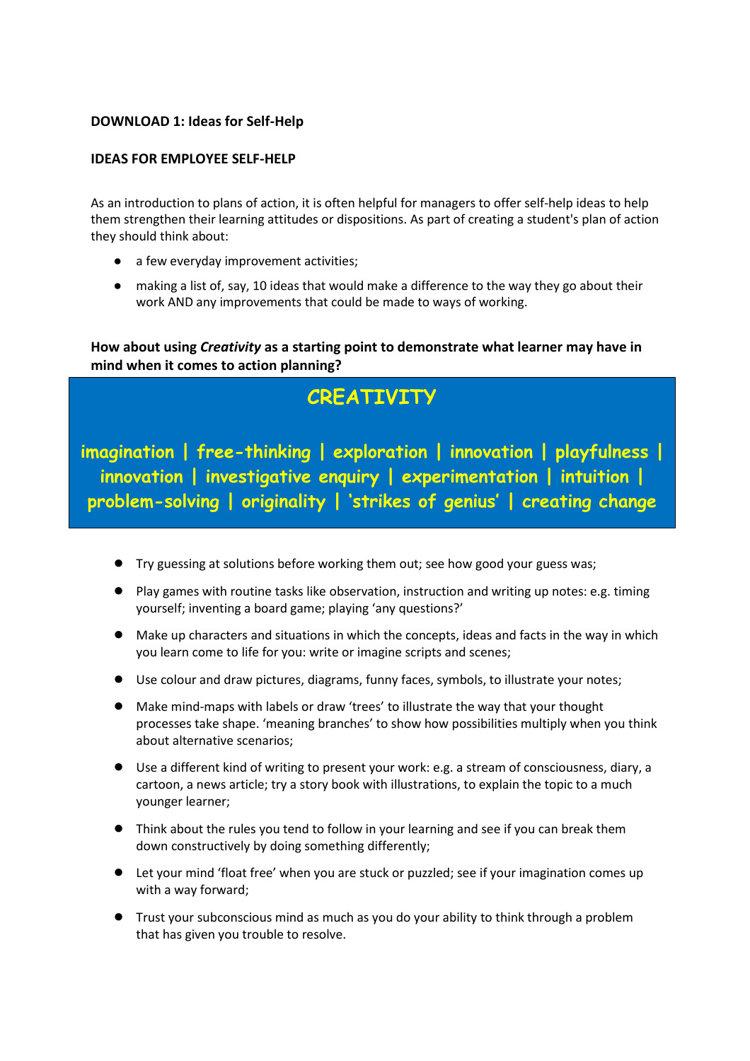**DOWNLOAD 1: Ideas for Self-Help**

**IDEAS FOR EMPLOYEE SELF-HELP**

As an introduction to plans of action, it is often helpful for managers to offer self-help ideas to help them strengthen their learning attitudes or dispositions. As part of creating a student's plan of action they should think about:

- a few everyday improvement activities;
- making a list of, say, 10 ideas that would make a difference to the way they go about their work AND any improvements that could be made to ways of working.

**How about using *Creativity* as a starting point to demonstrate what learner may have in mind when it comes to action planning?**

## CREATIVITY

**imagination | free-thinking | exploration | innovation | playfulness | innovation | investigative enquiry | experimentation | intuition | problem-solving | originality | 'strikes of genius' | creating change**

- Try guessing at solutions before working them out; see how good your guess was;
- Play games with routine tasks like observation, instruction and writing up notes: e.g. timing yourself; inventing a board game; playing 'any questions?'
- Make up characters and situations in which the concepts, ideas and facts in the way in which you learn come to life for you: write or imagine scripts and scenes;
- Use colour and draw pictures, diagrams, funny faces, symbols, to illustrate your notes;
- Make mind-maps with labels or draw 'trees' to illustrate the way that your thought processes take shape. 'meaning branches' to show how possibilities multiply when you think about alternative scenarios;
- Use a different kind of writing to present your work: e.g. a stream of consciousness, diary, a cartoon, a news article; try a story book with illustrations, to explain the topic to a much younger learner;
- Think about the rules you tend to follow in your learning and see if you can break them down constructively by doing something differently;
- Let your mind 'float free' when you are stuck or puzzled; see if your imagination comes up with a way forward;
- Trust your subconscious mind as much as you do your ability to think through a problem that has given you trouble to resolve.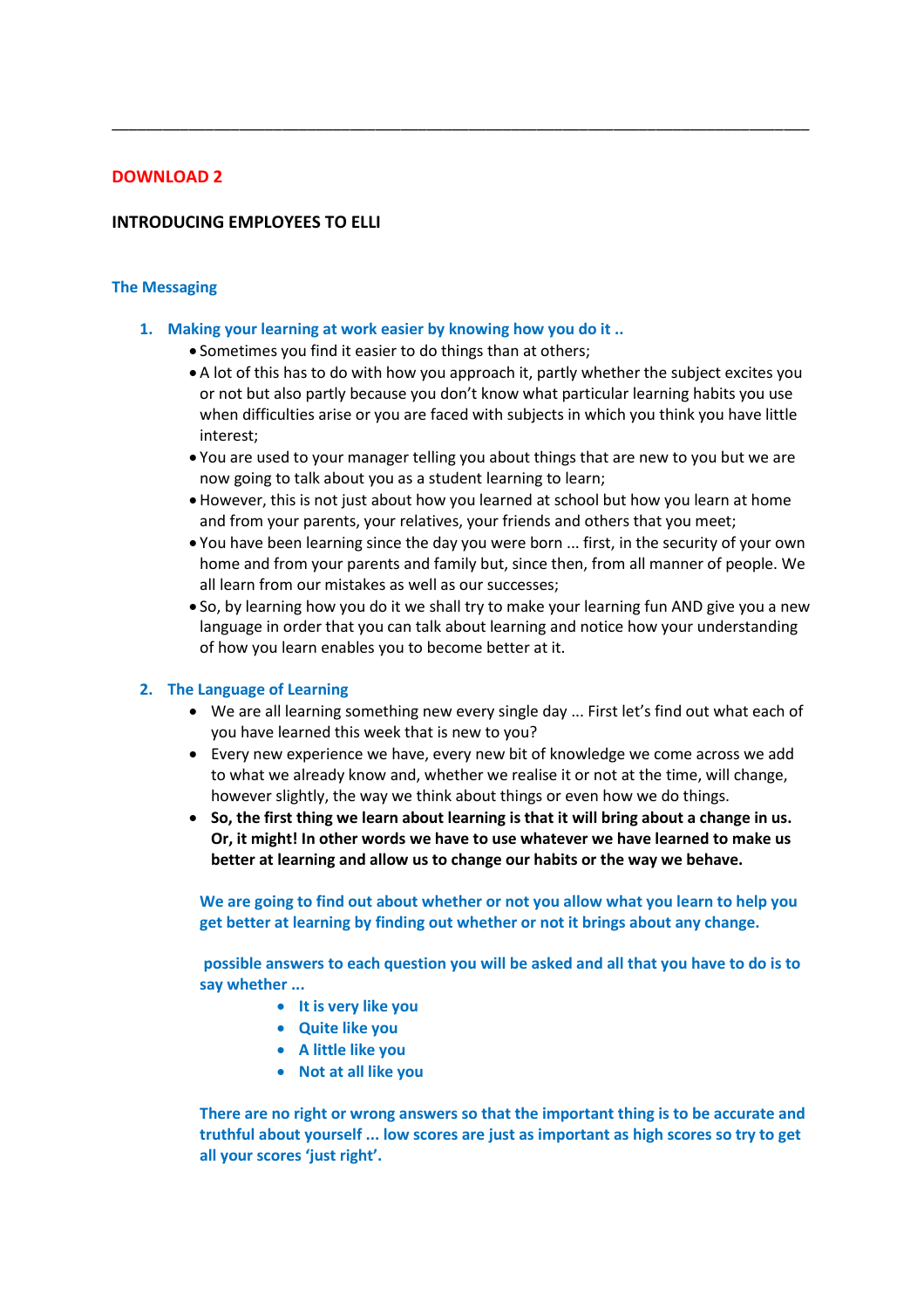## DOWNLOAD 2

### INTRODUCING EMPLOYEES TO ELLI

### The Messaging

1. **Making your learning at work easier by knowing how you do it ..**
   - Sometimes you find it easier to do things than at others;
   - A lot of this has to do with how you approach it, partly whether the subject excites you or not but also partly because you don't know what particular learning habits you use when difficulties arise or you are faced with subjects in which you think you have little interest;
   - You are used to your manager telling you about things that are new to you but we are now going to talk about you as a student learning to learn;
   - However, this is not just about how you learned at school but how you learn at home and from your parents, your relatives, your friends and others that you meet;
   - You have been learning since the day you were born ... first, in the security of your own home and from your parents and family but, since then, from all manner of people. We all learn from our mistakes as well as our successes;
   - So, by learning how you do it we shall try to make your learning fun AND give you a new language in order that you can talk about learning and notice how your understanding of how you learn enables you to become better at it.

2. **The Language of Learning**
   - We are all learning something new every single day ... First let's find out what each of you have learned this week that is new to you?
   - Every new experience we have, every new bit of knowledge we come across we add to what we already know and, whether we realise it or not at the time, will change, however slightly, the way we think about things or even how we do things.
   - **So, the first thing we learn about learning is that it will bring about a change in us. Or, it might! In other words we have to use whatever we have learned to make us better at learning and allow us to change our habits or the way we behave.**

   **We are going to find out about whether or not you allow what you learn to help you get better at learning by finding out whether or not it brings about any change.**

   **possible answers to each question you will be asked and all that you have to do is to say whether ...**

   - **It is very like you**
   - **Quite like you**
   - **A little like you**
   - **Not at all like you**

   **There are no right or wrong answers so that the important thing is to be accurate and truthful about yourself ... low scores are just as important as high scores so try to get all your scores 'just right'.**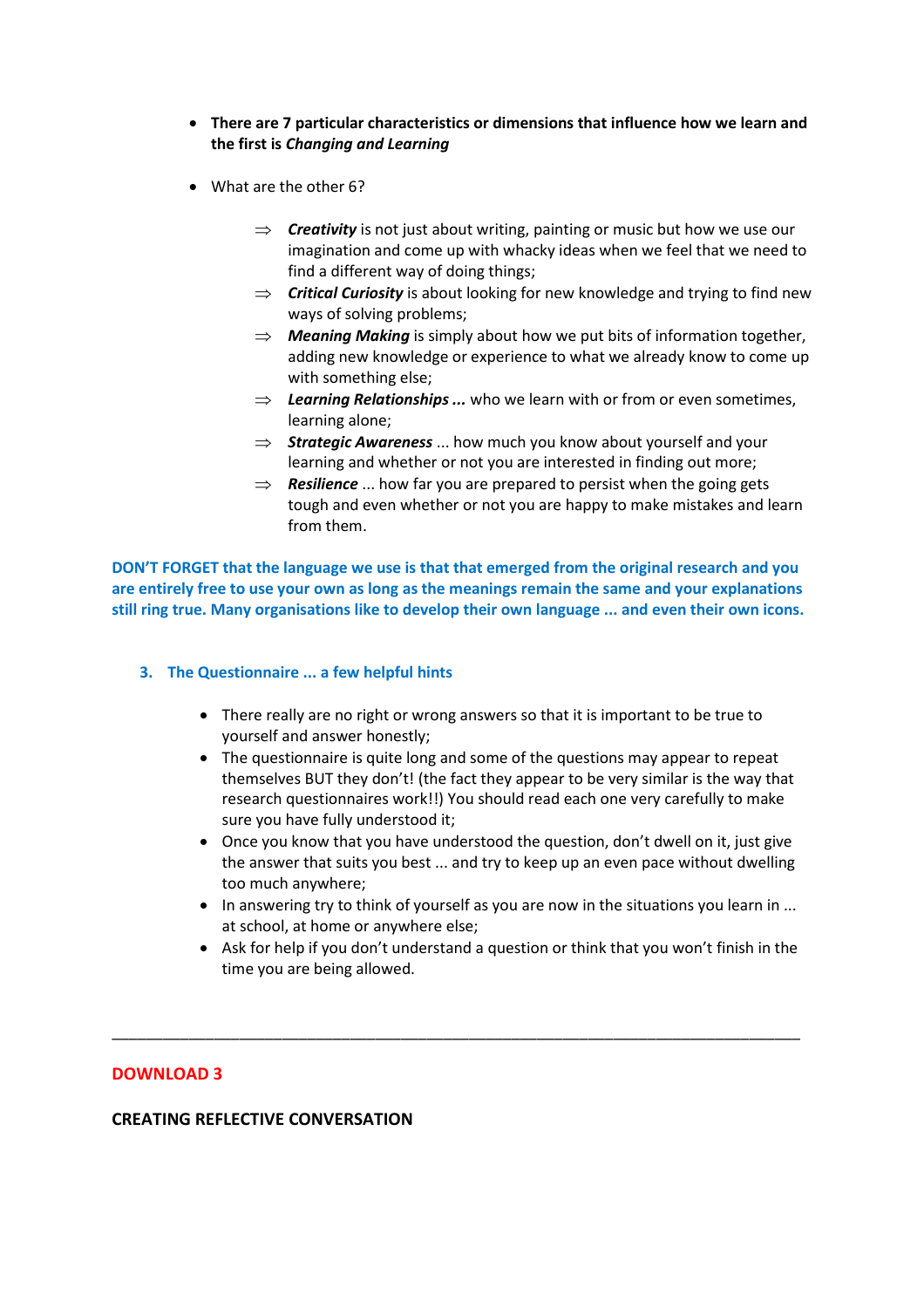- **There are 7 particular characteristics or dimensions that influence how we learn and the first is *Changing and Learning***

- What are the other 6?

  - ⇒ ***Creativity*** is not just about writing, painting or music but how we use our imagination and come up with whacky ideas when we feel that we need to find a different way of doing things;
  - ⇒ ***Critical Curiosity*** is about looking for new knowledge and trying to find new ways of solving problems;
  - ⇒ ***Meaning Making*** is simply about how we put bits of information together, adding new knowledge or experience to what we already know to come up with something else;
  - ⇒ ***Learning Relationships ...*** who we learn with or from or even sometimes, learning alone;
  - ⇒ ***Strategic Awareness*** ... how much you know about yourself and your learning and whether or not you are interested in finding out more;
  - ⇒ ***Resilience*** ... how far you are prepared to persist when the going gets tough and even whether or not you are happy to make mistakes and learn from them.

**DON'T FORGET that the language we use is that that emerged from the original research and you are entirely free to use your own as long as the meanings remain the same and your explanations still ring true. Many organisations like to develop their own language ... and even their own icons.**

## 3. The Questionnaire ... a few helpful hints

- There really are no right or wrong answers so that it is important to be true to yourself and answer honestly;
- The questionnaire is quite long and some of the questions may appear to repeat themselves BUT they don't! (the fact they appear to be very similar is the way that research questionnaires work!!) You should read each one very carefully to make sure you have fully understood it;
- Once you know that you have understood the question, don't dwell on it, just give the answer that suits you best ... and try to keep up an even pace without dwelling too much anywhere;
- In answering try to think of yourself as you are now in the situations you learn in ... at school, at home or anywhere else;
- Ask for help if you don't understand a question or think that you won't finish in the time you are being allowed.

---

## DOWNLOAD 3

**CREATING REFLECTIVE CONVERSATION**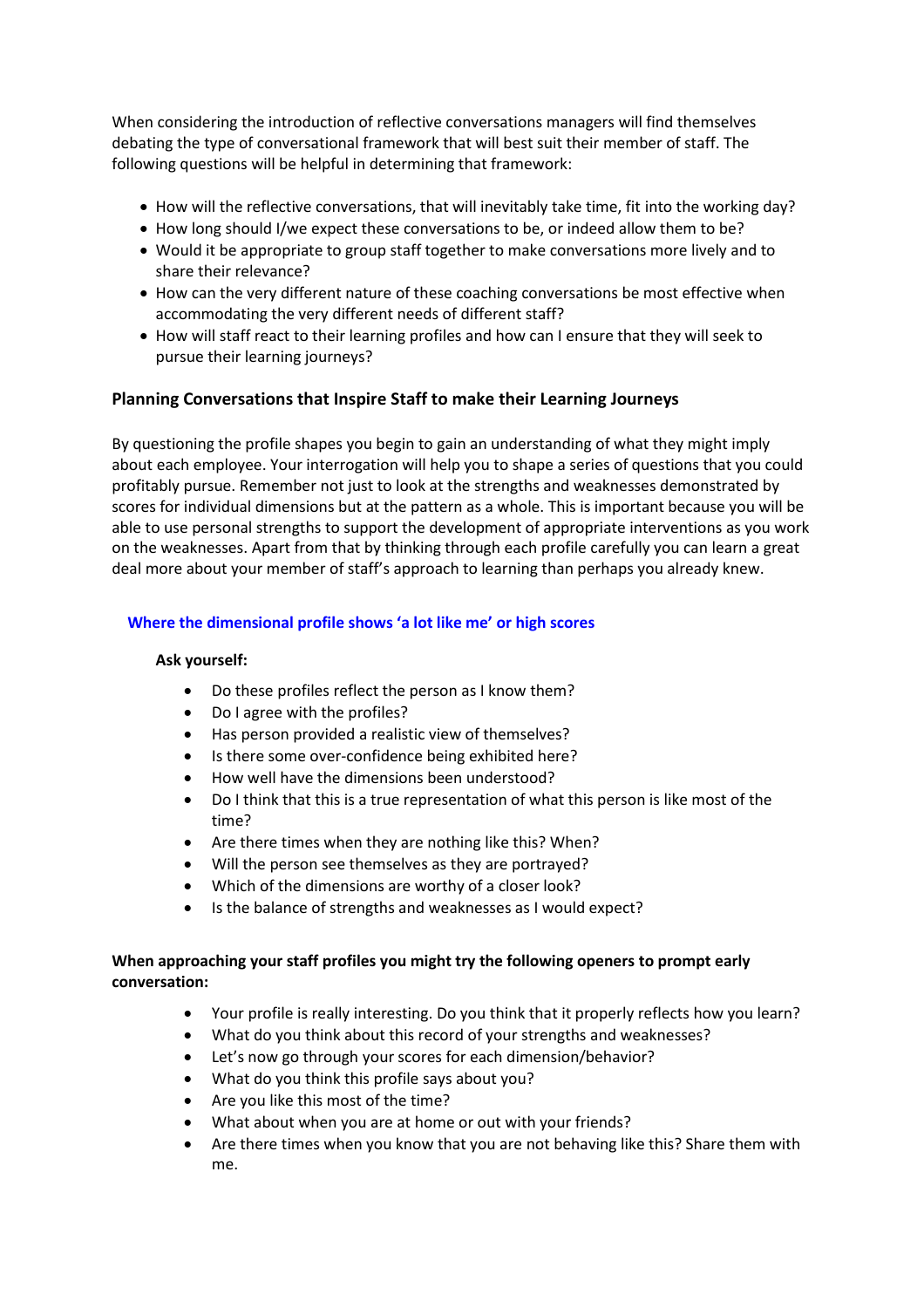When considering the introduction of reflective conversations managers will find themselves debating the type of conversational framework that will best suit their member of staff. The following questions will be helpful in determining that framework:

- How will the reflective conversations, that will inevitably take time, fit into the working day?
- How long should I/we expect these conversations to be, or indeed allow them to be?
- Would it be appropriate to group staff together to make conversations more lively and to share their relevance?
- How can the very different nature of these coaching conversations be most effective when accommodating the very different needs of different staff?
- How will staff react to their learning profiles and how can I ensure that they will seek to pursue their learning journeys?

### Planning Conversations that Inspire Staff to make their Learning Journeys

By questioning the profile shapes you begin to gain an understanding of what they might imply about each employee. Your interrogation will help you to shape a series of questions that you could profitably pursue. Remember not just to look at the strengths and weaknesses demonstrated by scores for individual dimensions but at the pattern as a whole. This is important because you will be able to use personal strengths to support the development of appropriate interventions as you work on the weaknesses. Apart from that by thinking through each profile carefully you can learn a great deal more about your member of staff's approach to learning than perhaps you already knew.

#### Where the dimensional profile shows 'a lot like me' or high scores

**Ask yourself:**

- Do these profiles reflect the person as I know them?
- Do I agree with the profiles?
- Has person provided a realistic view of themselves?
- Is there some over-confidence being exhibited here?
- How well have the dimensions been understood?
- Do I think that this is a true representation of what this person is like most of the time?
- Are there times when they are nothing like this? When?
- Will the person see themselves as they are portrayed?
- Which of the dimensions are worthy of a closer look?
- Is the balance of strengths and weaknesses as I would expect?

**When approaching your staff profiles you might try the following openers to prompt early conversation:**

- Your profile is really interesting. Do you think that it properly reflects how you learn?
- What do you think about this record of your strengths and weaknesses?
- Let's now go through your scores for each dimension/behavior?
- What do you think this profile says about you?
- Are you like this most of the time?
- What about when you are at home or out with your friends?
- Are there times when you know that you are not behaving like this? Share them with me.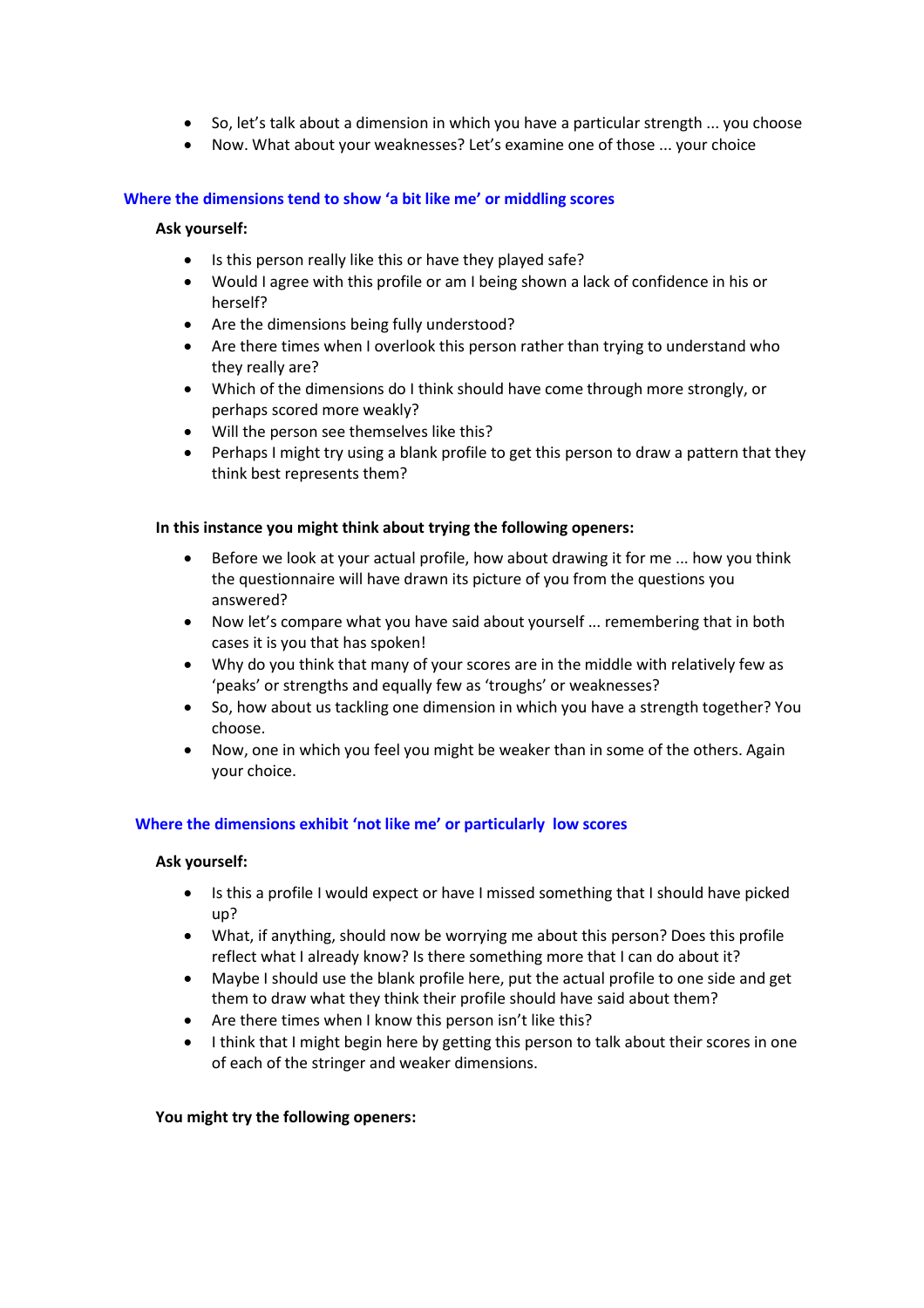- So, let's talk about a dimension in which you have a particular strength ... you choose
- Now. What about your weaknesses? Let's examine one of those ... your choice

### Where the dimensions tend to show 'a bit like me' or middling scores

**Ask yourself:**

- Is this person really like this or have they played safe?
- Would I agree with this profile or am I being shown a lack of confidence in his or herself?
- Are the dimensions being fully understood?
- Are there times when I overlook this person rather than trying to understand who they really are?
- Which of the dimensions do I think should have come through more strongly, or perhaps scored more weakly?
- Will the person see themselves like this?
- Perhaps I might try using a blank profile to get this person to draw a pattern that they think best represents them?

**In this instance you might think about trying the following openers:**

- Before we look at your actual profile, how about drawing it for me ... how you think the questionnaire will have drawn its picture of you from the questions you answered?
- Now let's compare what you have said about yourself ... remembering that in both cases it is you that has spoken!
- Why do you think that many of your scores are in the middle with relatively few as 'peaks' or strengths and equally few as 'troughs' or weaknesses?
- So, how about us tackling one dimension in which you have a strength together? You choose.
- Now, one in which you feel you might be weaker than in some of the others. Again your choice.

### Where the dimensions exhibit 'not like me' or particularly low scores

**Ask yourself:**

- Is this a profile I would expect or have I missed something that I should have picked up?
- What, if anything, should now be worrying me about this person? Does this profile reflect what I already know? Is there something more that I can do about it?
- Maybe I should use the blank profile here, put the actual profile to one side and get them to draw what they think their profile should have said about them?
- Are there times when I know this person isn't like this?
- I think that I might begin here by getting this person to talk about their scores in one of each of the stringer and weaker dimensions.

**You might try the following openers:**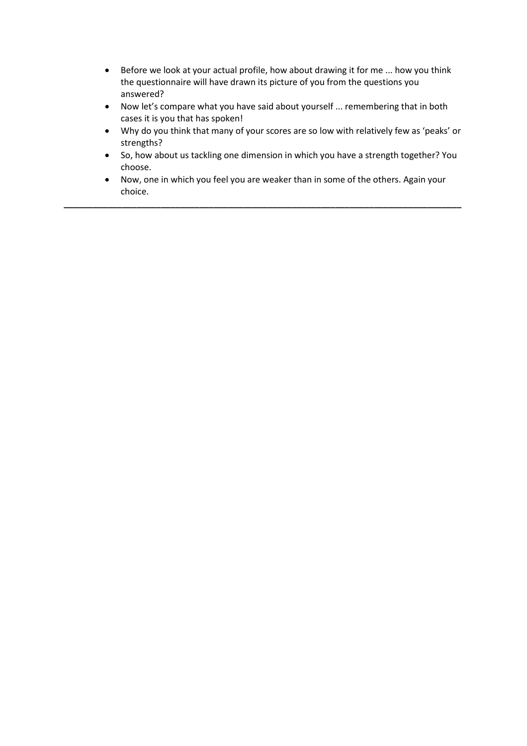- Before we look at your actual profile, how about drawing it for me ... how you think the questionnaire will have drawn its picture of you from the questions you answered?
- Now let's compare what you have said about yourself ... remembering that in both cases it is you that has spoken!
- Why do you think that many of your scores are so low with relatively few as 'peaks' or strengths?
- So, how about us tackling one dimension in which you have a strength together? You choose.
- Now, one in which you feel you are weaker than in some of the others. Again your choice.

---